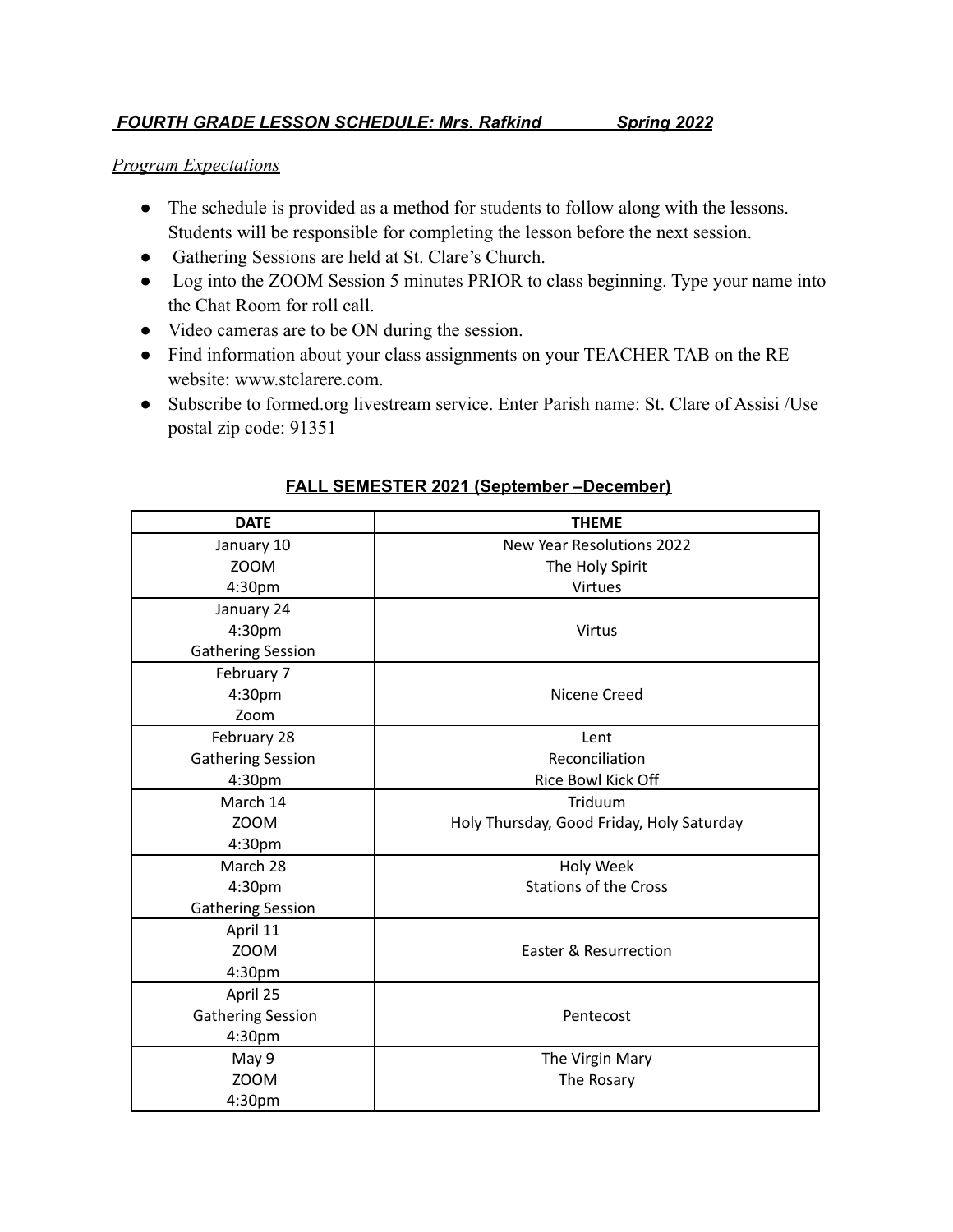***FOURTH GRADE LESSON SCHEDULE: Mrs. Rafkind Spring 2022***

*Program Expectations*

- The schedule is provided as a method for students to follow along with the lessons. Students will be responsible for completing the lesson before the next session.
- Gathering Sessions are held at St. Clare's Church.
- Log into the ZOOM Session 5 minutes PRIOR to class beginning. Type your name into the Chat Room for roll call.
- Video cameras are to be ON during the session.
- Find information about your class assignments on your TEACHER TAB on the RE website: www.stclarere.com.
- Subscribe to formed.org livestream service. Enter Parish name: St. Clare of Assisi /Use postal zip code: 91351

**FALL SEMESTER 2021 (September –December)**

| DATE | THEME |
|---|---|
| January 10<br>ZOOM<br>4:30pm | New Year Resolutions 2022<br>The Holy Spirit<br>Virtues |
| January 24<br>4:30pm<br>Gathering Session | Virtus |
| February 7<br>4:30pm<br>Zoom | Nicene Creed |
| February 28<br>Gathering Session<br>4:30pm | Lent<br>Reconciliation<br>Rice Bowl Kick Off |
| March 14<br>ZOOM<br>4:30pm | Triduum<br>Holy Thursday, Good Friday, Holy Saturday |
| March 28<br>4:30pm<br>Gathering Session | Holy Week<br>Stations of the Cross |
| April 11<br>ZOOM<br>4:30pm | Easter & Resurrection |
| April 25<br>Gathering Session<br>4:30pm | Pentecost |
| May 9<br>ZOOM<br>4:30pm | The Virgin Mary<br>The Rosary |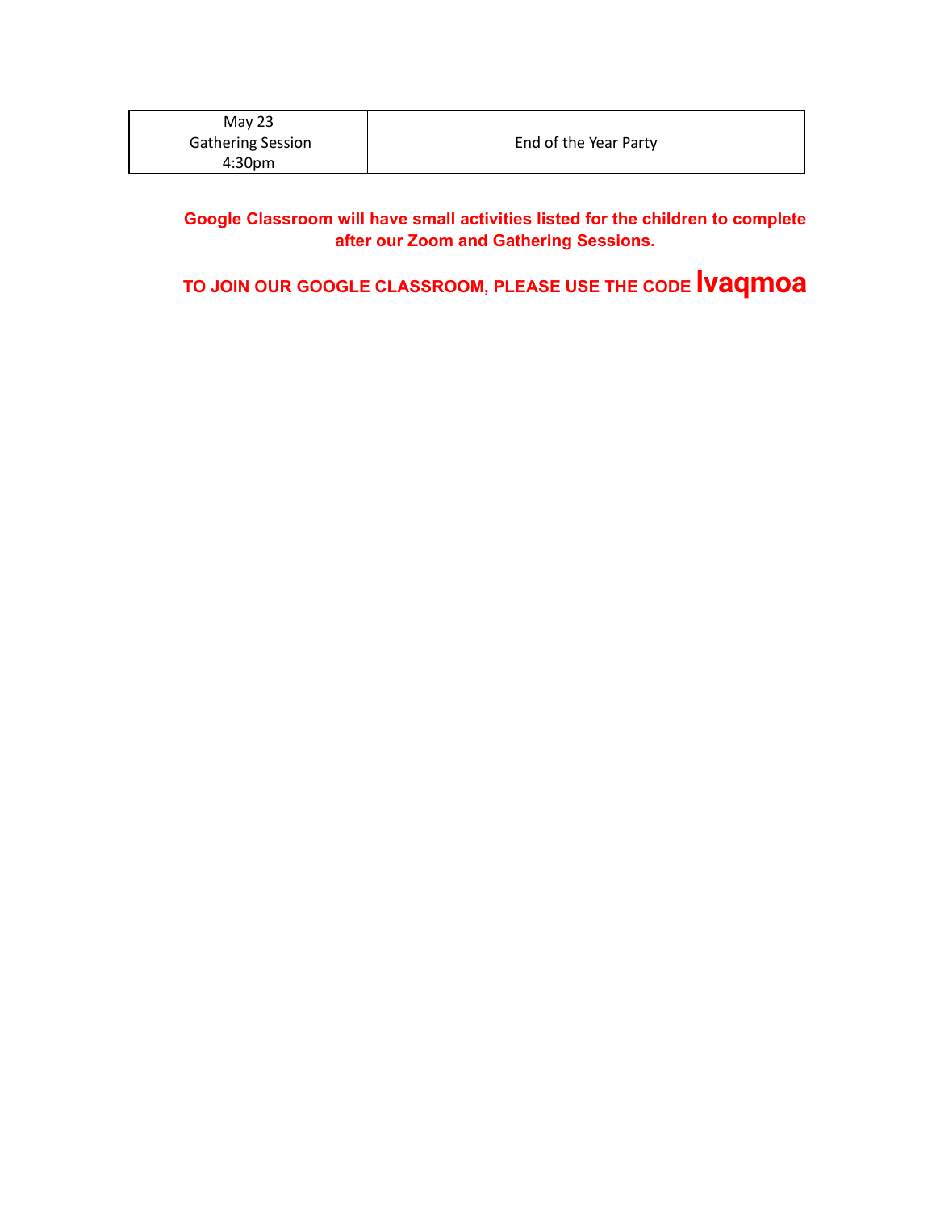| | |
|---|---|
| May 23<br>Gathering Session<br>4:30pm | End of the Year Party |

**Google Classroom will have small activities listed for the children to complete after our Zoom and Gathering Sessions.**

**TO JOIN OUR GOOGLE CLASSROOM, PLEASE USE THE CODE lvaqmoa**